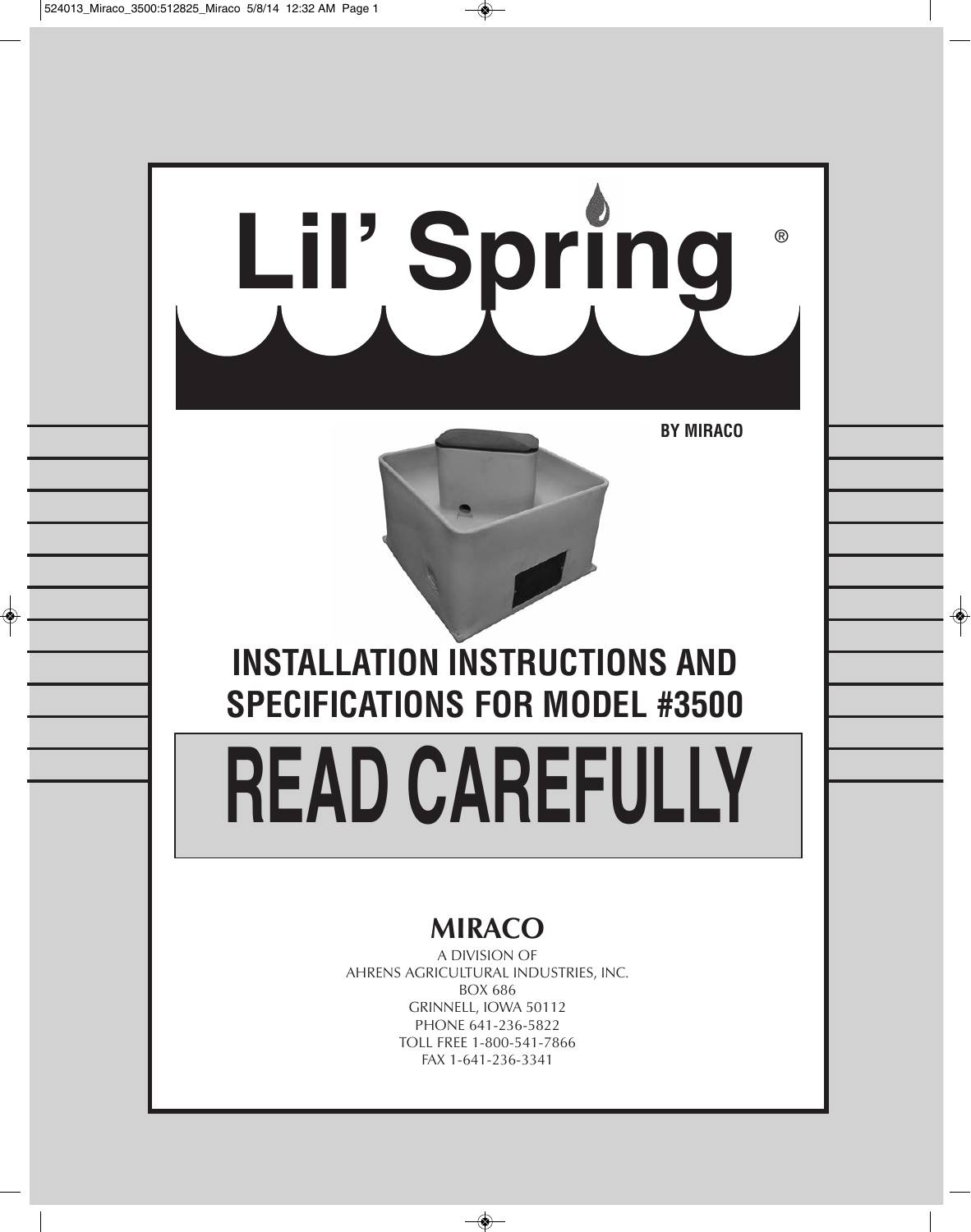# Lil' Spring®

**BY MIRACO**

## INSTALLATION INSTRUCTIONS AND SPECIFICATIONS FOR MODEL #3500

# READ CAREFULLY

**MIRACO**

A DIVISION OF
AHRENS AGRICULTURAL INDUSTRIES, INC.
BOX 686
GRINNELL, IOWA 50112
PHONE 641-236-5822
TOLL FREE 1-800-541-7866
FAX 1-641-236-3341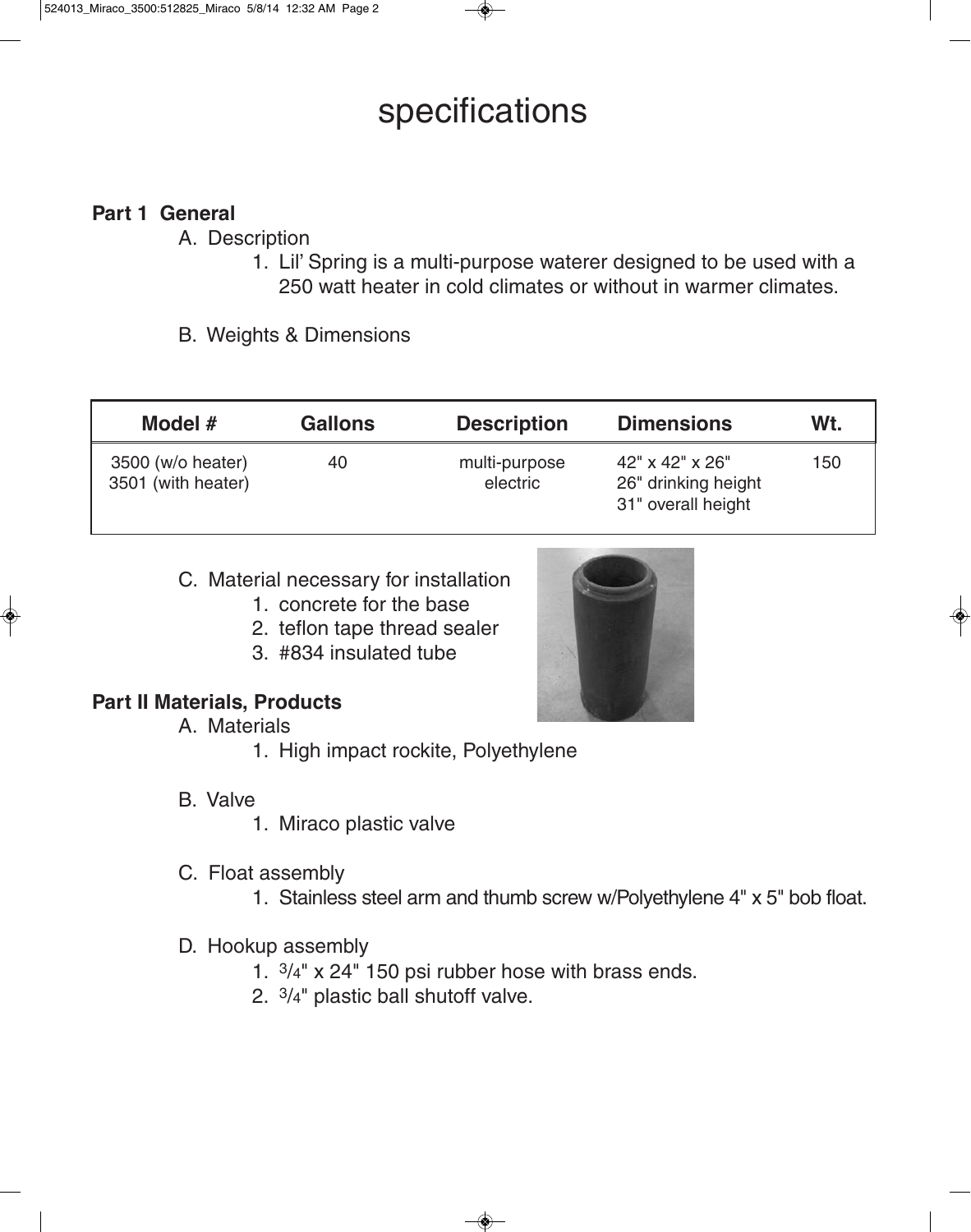# specifications

**Part 1 General**

A. Description

1. Lil' Spring is a multi-purpose waterer designed to be used with a 250 watt heater in cold climates or without in warmer climates.

B. Weights & Dimensions

| Model # | Gallons | Description | Dimensions | Wt. |
|---|---|---|---|---|
| 3500 (w/o heater)<br>3501 (with heater) | 40 | multi-purpose<br>electric | 42" x 42" x 26"<br>26" drinking height<br>31" overall height | 150 |

C. Material necessary for installation

1. concrete for the base
2. teflon tape thread sealer
3. #834 insulated tube

**Part II Materials, Products**

A. Materials

1. High impact rockite, Polyethylene

B. Valve

1. Miraco plastic valve

C. Float assembly

1. Stainless steel arm and thumb screw w/Polyethylene 4" x 5" bob float.

D. Hookup assembly

1. 3/4" x 24" 150 psi rubber hose with brass ends.
2. 3/4" plastic ball shutoff valve.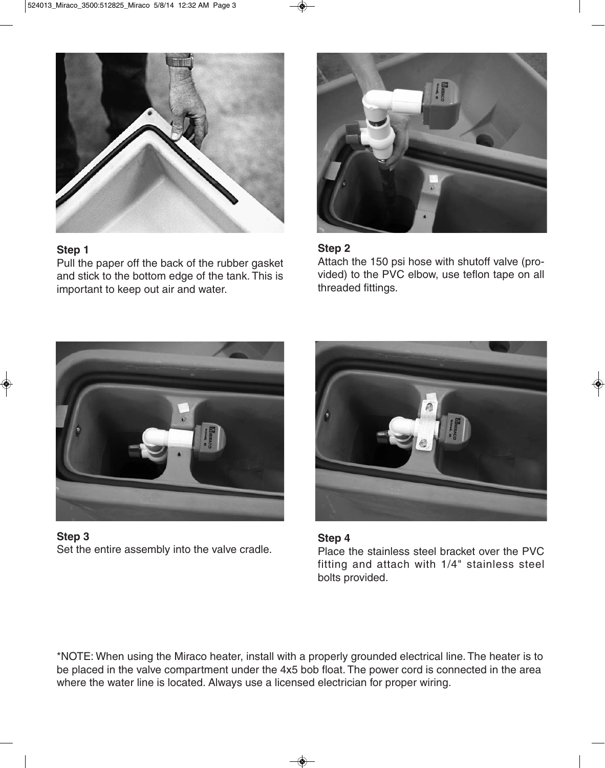**Step 1**

Pull the paper off the back of the rubber gasket and stick to the bottom edge of the tank. This is important to keep out air and water.

**Step 2**

Attach the 150 psi hose with shutoff valve (provided) to the PVC elbow, use teflon tape on all threaded fittings.

**Step 3**

Set the entire assembly into the valve cradle.

**Step 4**

Place the stainless steel bracket over the PVC fitting and attach with 1/4" stainless steel bolts provided.

*NOTE: When using the Miraco heater, install with a properly grounded electrical line. The heater is to be placed in the valve compartment under the 4x5 bob float. The power cord is connected in the area where the water line is located. Always use a licensed electrician for proper wiring.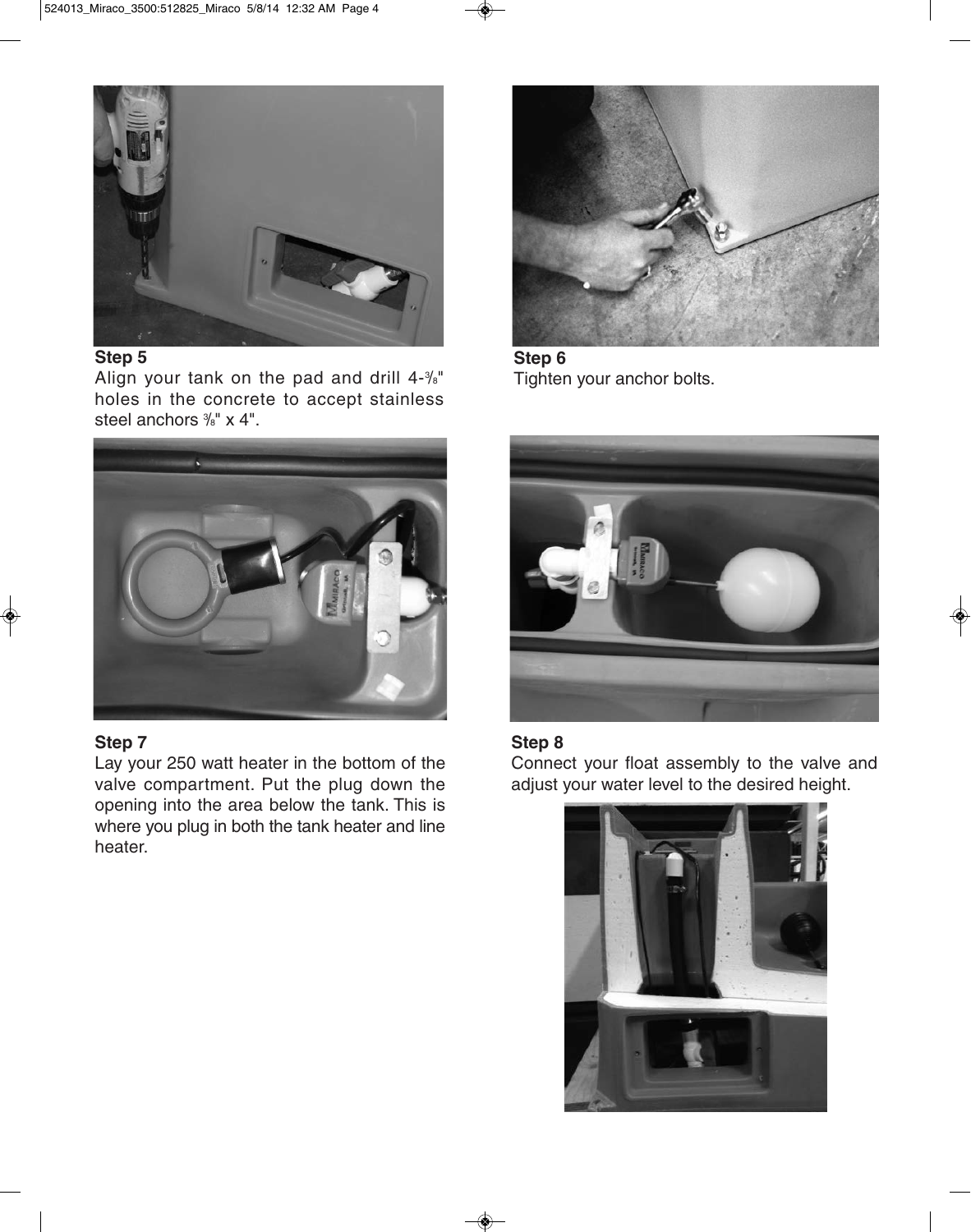**Step 5**

Align your tank on the pad and drill 4-3/8" holes in the concrete to accept stainless steel anchors 3/8" x 4".

**Step 6**

Tighten your anchor bolts.

**Step 7**

Lay your 250 watt heater in the bottom of the valve compartment. Put the plug down the opening into the area below the tank. This is where you plug in both the tank heater and line heater.

**Step 8**

Connect your float assembly to the valve and adjust your water level to the desired height.